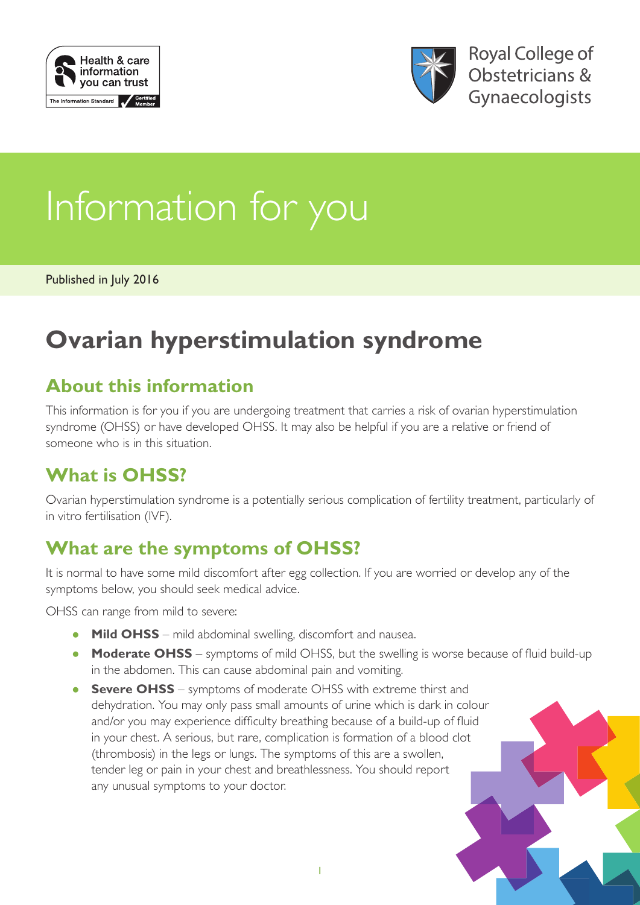Health & care information you can trust

The Information Standard Certified Member

Royal College of Obstetricians & Gynaecologists

# Information for you

Published in July 2016

# Ovarian hyperstimulation syndrome

## About this information

This information is for you if you are undergoing treatment that carries a risk of ovarian hyperstimulation syndrome (OHSS) or have developed OHSS. It may also be helpful if you are a relative or friend of someone who is in this situation.

## What is OHSS?

Ovarian hyperstimulation syndrome is a potentially serious complication of fertility treatment, particularly of in vitro fertilisation (IVF).

## What are the symptoms of OHSS?

It is normal to have some mild discomfort after egg collection. If you are worried or develop any of the symptoms below, you should seek medical advice.

OHSS can range from mild to severe:

- **Mild OHSS** – mild abdominal swelling, discomfort and nausea.
- **Moderate OHSS** – symptoms of mild OHSS, but the swelling is worse because of fluid build-up in the abdomen. This can cause abdominal pain and vomiting.
- **Severe OHSS** – symptoms of moderate OHSS with extreme thirst and dehydration. You may only pass small amounts of urine which is dark in colour and/or you may experience difficulty breathing because of a build-up of fluid in your chest. A serious, but rare, complication is formation of a blood clot (thrombosis) in the legs or lungs. The symptoms of this are a swollen, tender leg or pain in your chest and breathlessness. You should report any unusual symptoms to your doctor.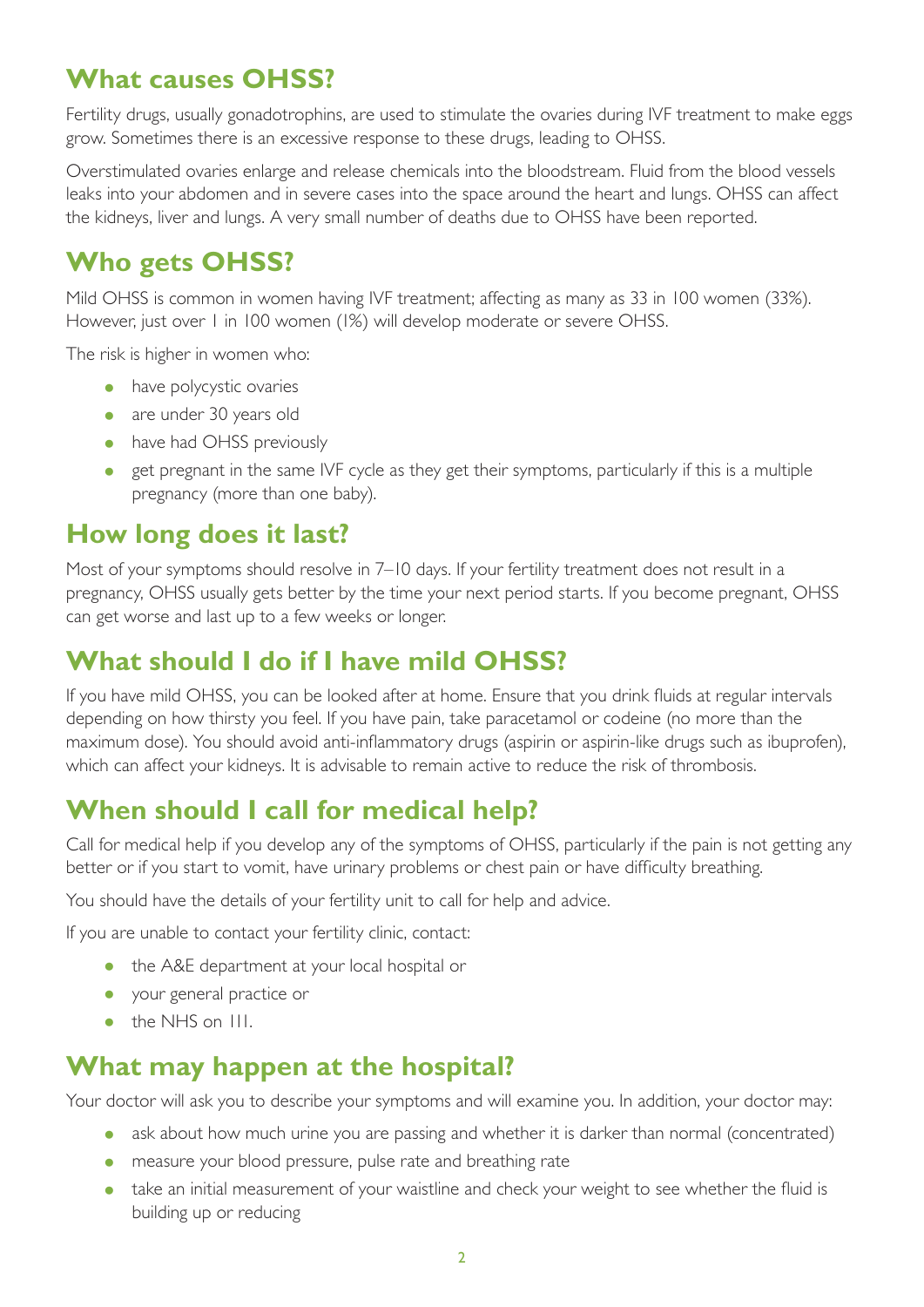## What causes OHSS?

Fertility drugs, usually gonadotrophins, are used to stimulate the ovaries during IVF treatment to make eggs grow. Sometimes there is an excessive response to these drugs, leading to OHSS.

Overstimulated ovaries enlarge and release chemicals into the bloodstream. Fluid from the blood vessels leaks into your abdomen and in severe cases into the space around the heart and lungs. OHSS can affect the kidneys, liver and lungs. A very small number of deaths due to OHSS have been reported.

## Who gets OHSS?

Mild OHSS is common in women having IVF treatment; affecting as many as 33 in 100 women (33%). However, just over 1 in 100 women (1%) will develop moderate or severe OHSS.

The risk is higher in women who:

- have polycystic ovaries
- are under 30 years old
- have had OHSS previously
- get pregnant in the same IVF cycle as they get their symptoms, particularly if this is a multiple pregnancy (more than one baby).

## How long does it last?

Most of your symptoms should resolve in 7–10 days. If your fertility treatment does not result in a pregnancy, OHSS usually gets better by the time your next period starts. If you become pregnant, OHSS can get worse and last up to a few weeks or longer.

## What should I do if I have mild OHSS?

If you have mild OHSS, you can be looked after at home. Ensure that you drink fluids at regular intervals depending on how thirsty you feel. If you have pain, take paracetamol or codeine (no more than the maximum dose). You should avoid anti-inflammatory drugs (aspirin or aspirin-like drugs such as ibuprofen), which can affect your kidneys. It is advisable to remain active to reduce the risk of thrombosis.

## When should I call for medical help?

Call for medical help if you develop any of the symptoms of OHSS, particularly if the pain is not getting any better or if you start to vomit, have urinary problems or chest pain or have difficulty breathing.

You should have the details of your fertility unit to call for help and advice.

If you are unable to contact your fertility clinic, contact:

- the A&E department at your local hospital or
- your general practice or
- the NHS on 111.

## What may happen at the hospital?

Your doctor will ask you to describe your symptoms and will examine you. In addition, your doctor may:

- ask about how much urine you are passing and whether it is darker than normal (concentrated)
- measure your blood pressure, pulse rate and breathing rate
- take an initial measurement of your waistline and check your weight to see whether the fluid is building up or reducing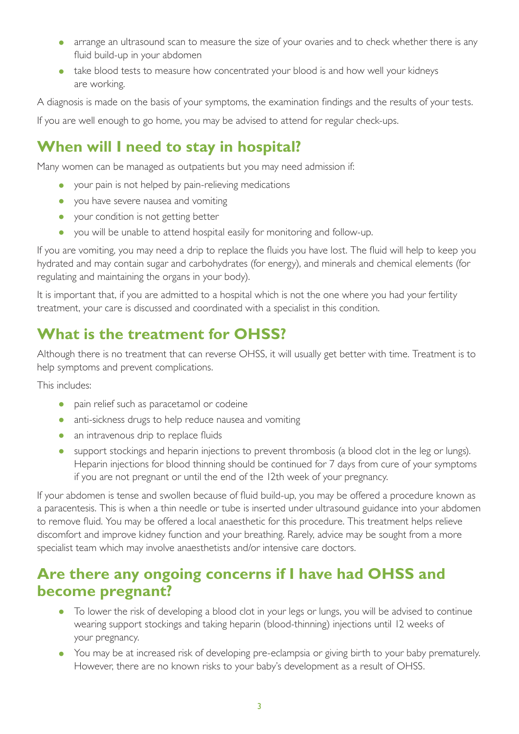- arrange an ultrasound scan to measure the size of your ovaries and to check whether there is any fluid build-up in your abdomen
- take blood tests to measure how concentrated your blood is and how well your kidneys are working.

A diagnosis is made on the basis of your symptoms, the examination findings and the results of your tests.

If you are well enough to go home, you may be advised to attend for regular check-ups.

## When will I need to stay in hospital?

Many women can be managed as outpatients but you may need admission if:

- your pain is not helped by pain-relieving medications
- you have severe nausea and vomiting
- your condition is not getting better
- you will be unable to attend hospital easily for monitoring and follow-up.

If you are vomiting, you may need a drip to replace the fluids you have lost. The fluid will help to keep you hydrated and may contain sugar and carbohydrates (for energy), and minerals and chemical elements (for regulating and maintaining the organs in your body).

It is important that, if you are admitted to a hospital which is not the one where you had your fertility treatment, your care is discussed and coordinated with a specialist in this condition.

## What is the treatment for OHSS?

Although there is no treatment that can reverse OHSS, it will usually get better with time. Treatment is to help symptoms and prevent complications.

This includes:

- pain relief such as paracetamol or codeine
- anti-sickness drugs to help reduce nausea and vomiting
- an intravenous drip to replace fluids
- support stockings and heparin injections to prevent thrombosis (a blood clot in the leg or lungs). Heparin injections for blood thinning should be continued for 7 days from cure of your symptoms if you are not pregnant or until the end of the 12th week of your pregnancy.

If your abdomen is tense and swollen because of fluid build-up, you may be offered a procedure known as a paracentesis. This is when a thin needle or tube is inserted under ultrasound guidance into your abdomen to remove fluid. You may be offered a local anaesthetic for this procedure. This treatment helps relieve discomfort and improve kidney function and your breathing. Rarely, advice may be sought from a more specialist team which may involve anaesthetists and/or intensive care doctors.

## Are there any ongoing concerns if I have had OHSS and become pregnant?

- To lower the risk of developing a blood clot in your legs or lungs, you will be advised to continue wearing support stockings and taking heparin (blood-thinning) injections until 12 weeks of your pregnancy.
- You may be at increased risk of developing pre-eclampsia or giving birth to your baby prematurely. However, there are no known risks to your baby's development as a result of OHSS.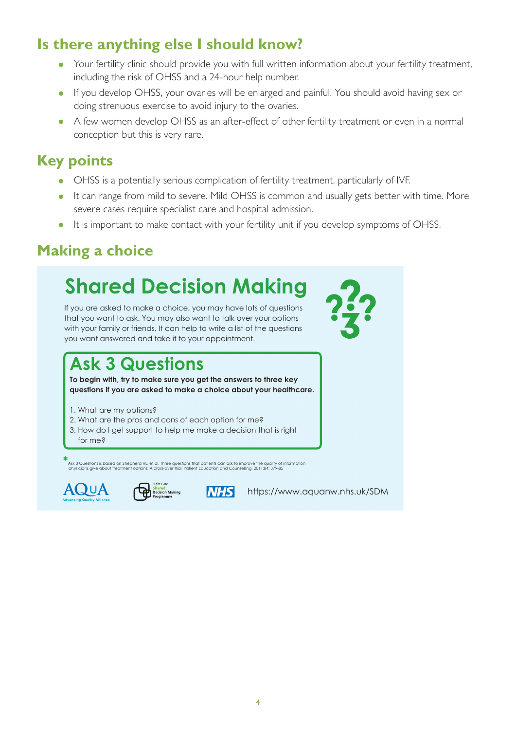## Is there anything else I should know?

- Your fertility clinic should provide you with full written information about your fertility treatment, including the risk of OHSS and a 24-hour help number.
- If you develop OHSS, your ovaries will be enlarged and painful. You should avoid having sex or doing strenuous exercise to avoid injury to the ovaries.
- A few women develop OHSS as an after-effect of other fertility treatment or even in a normal conception but this is very rare.

## Key points

- OHSS is a potentially serious complication of fertility treatment, particularly of IVF.
- It can range from mild to severe. Mild OHSS is common and usually gets better with time. More severe cases require specialist care and hospital admission.
- It is important to make contact with your fertility unit if you develop symptoms of OHSS.

## Making a choice

### Shared Decision Making

If you are asked to make a choice, you may have lots of questions that you want to ask. You may also want to talk over your options with your family or friends. It can help to write a list of the questions you want answered and take it to your appointment.

### Ask 3 Questions

**To begin with, try to make sure you get the answers to three key questions if you are asked to make a choice about your healthcare.**

1. What are my options?
2. What are the pros and cons of each option for me?
3. How do I get support to help me make a decision that is right for me?

* Ask 3 Questions is based on Shepherd HL, et al. Three questions that patients can ask to improve the quality of information physicians give about treatment options: A cross-over trial. Patient Education and Counselling, 2011;84: 379-85

AQuA Advancing Quality Alliance — Right Care Shared Decision Making Programme — NHS

https://www.aquanw.nhs.uk/SDM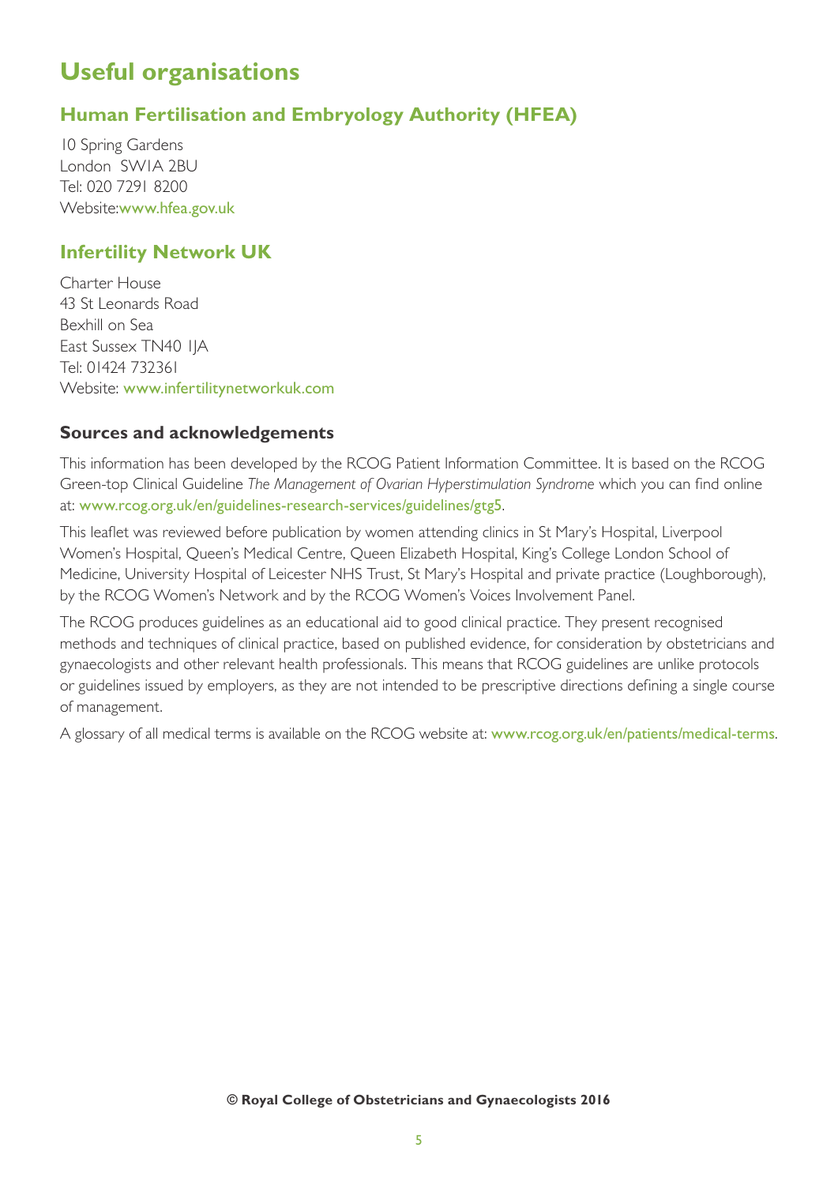# Useful organisations

## Human Fertilisation and Embryology Authority (HFEA)

10 Spring Gardens
London SW1A 2BU
Tel: 020 7291 8200
Website:www.hfea.gov.uk

## Infertility Network UK

Charter House
43 St Leonards Road
Bexhill on Sea
East Sussex TN40 1JA
Tel: 01424 732361
Website: www.infertilitynetworkuk.com

### Sources and acknowledgements

This information has been developed by the RCOG Patient Information Committee. It is based on the RCOG Green-top Clinical Guideline *The Management of Ovarian Hyperstimulation Syndrome* which you can find online at: www.rcog.org.uk/en/guidelines-research-services/guidelines/gtg5.

This leaflet was reviewed before publication by women attending clinics in St Mary's Hospital, Liverpool Women's Hospital, Queen's Medical Centre, Queen Elizabeth Hospital, King's College London School of Medicine, University Hospital of Leicester NHS Trust, St Mary's Hospital and private practice (Loughborough), by the RCOG Women's Network and by the RCOG Women's Voices Involvement Panel.

The RCOG produces guidelines as an educational aid to good clinical practice. They present recognised methods and techniques of clinical practice, based on published evidence, for consideration by obstetricians and gynaecologists and other relevant health professionals. This means that RCOG guidelines are unlike protocols or guidelines issued by employers, as they are not intended to be prescriptive directions defining a single course of management.

A glossary of all medical terms is available on the RCOG website at: www.rcog.org.uk/en/patients/medical-terms.

**© Royal College of Obstetricians and Gynaecologists 2016**